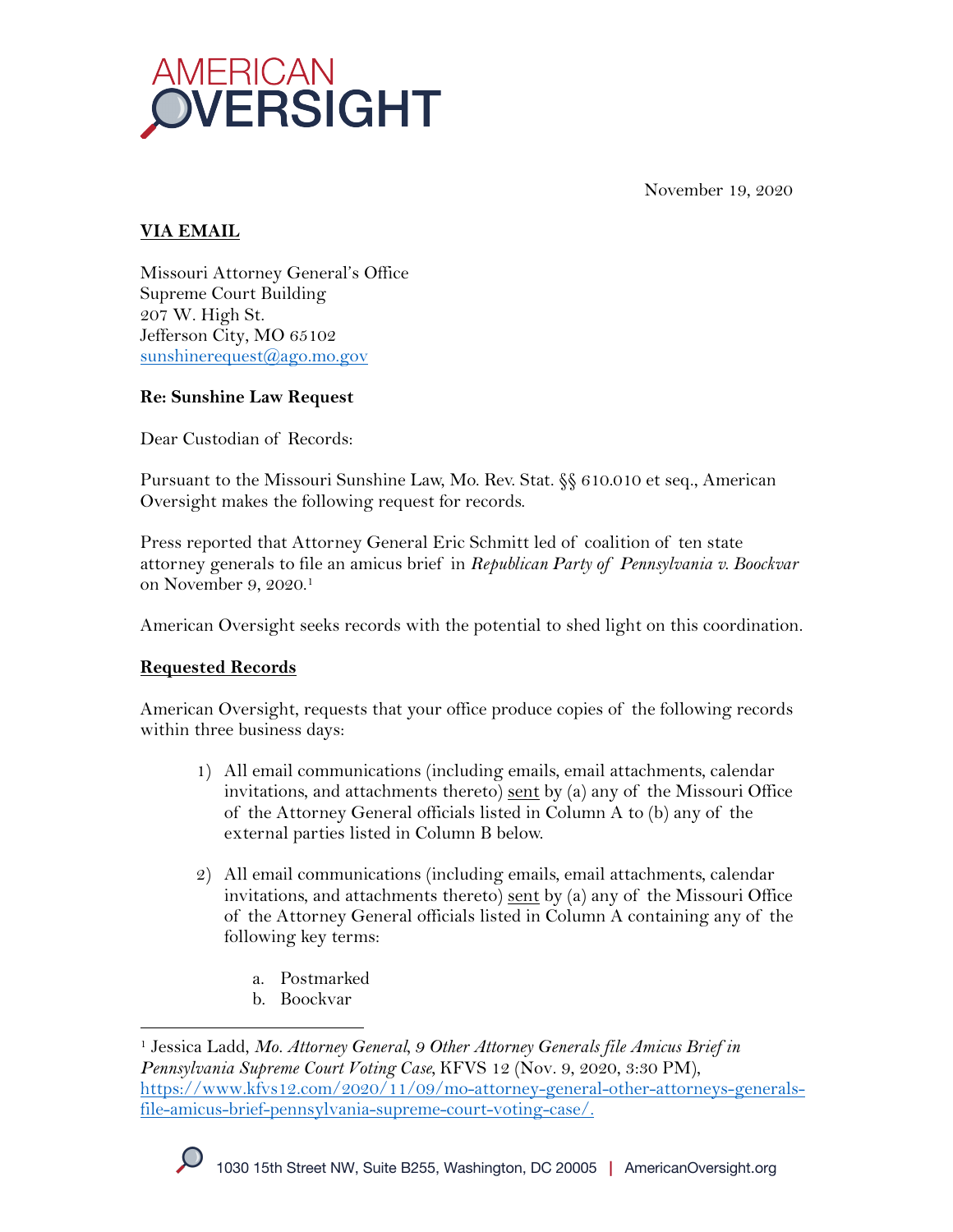AMERICAN OVERSIGHT

November 19, 2020

**VIA EMAIL**

Missouri Attorney General's Office
Supreme Court Building
207 W. High St.
Jefferson City, MO 65102
sunshinerequest@ago.mo.gov

**Re: Sunshine Law Request**

Dear Custodian of Records:

Pursuant to the Missouri Sunshine Law, Mo. Rev. Stat. §§ 610.010 et seq., American Oversight makes the following request for records.

Press reported that Attorney General Eric Schmitt led of coalition of ten state attorney generals to file an amicus brief in *Republican Party of Pennsylvania v. Boockvar* on November 9, 2020.[1]

American Oversight seeks records with the potential to shed light on this coordination.

**Requested Records**

American Oversight, requests that your office produce copies of the following records within three business days:

1) All email communications (including emails, email attachments, calendar invitations, and attachments thereto) sent by (a) any of the Missouri Office of the Attorney General officials listed in Column A to (b) any of the external parties listed in Column B below.

2) All email communications (including emails, email attachments, calendar invitations, and attachments thereto) sent by (a) any of the Missouri Office of the Attorney General officials listed in Column A containing any of the following key terms:

    a. Postmarked
    b. Boockvar

[1] Jessica Ladd, *Mo. Attorney General, 9 Other Attorney Generals file Amicus Brief in Pennsylvania Supreme Court Voting Case*, KFVS 12 (Nov. 9, 2020, 3:30 PM), https://www.kfvs12.com/2020/11/09/mo-attorney-general-other-attorneys-generals-file-amicus-brief-pennsylvania-supreme-court-voting-case/.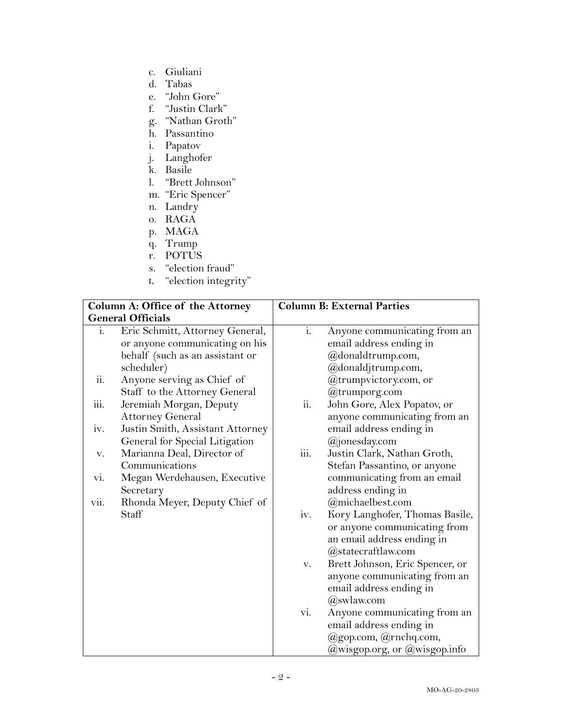c. Giuliani
d. Tabas
e. "John Gore"
f. "Justin Clark"
g. "Nathan Groth"
h. Passantino
i. Papatov
j. Langhofer
k. Basile
l. "Brett Johnson"
m. "Eric Spencer"
n. Landry
o. RAGA
p. MAGA
q. Trump
r. POTUS
s. "election fraud"
t. "election integrity"

| **Column A: Office of the Attorney General Officials** | **Column B: External Parties** |
|---|---|
| i. Eric Schmitt, Attorney General, or anyone communicating on his behalf (such as an assistant or scheduler) | i. Anyone communicating from an email address ending in @donaldtrump.com, @donaldjtrump.com, @trumpvictory.com, or @trumporg.com |
| ii. Anyone serving as Chief of Staff to the Attorney General | ii. John Gore, Alex Popatov, or anyone communicating from an email address ending in @jonesday.com |
| iii. Jeremiah Morgan, Deputy Attorney General | iii. Justin Clark, Nathan Groth, Stefan Passantino, or anyone communicating from an email address ending in @michaelbest.com |
| iv. Justin Smith, Assistant Attorney General for Special Litigation | iv. Kory Langhofer, Thomas Basile, or anyone communicating from an email address ending in @statecraftlaw.com |
| v. Marianna Deal, Director of Communications | v. Brett Johnson, Eric Spencer, or anyone communicating from an email address ending in @swlaw.com |
| vi. Megan Werdehausen, Executive Secretary | vi. Anyone communicating from an email address ending in @gop.com, @rnchq.com, @wisgop.org, or @wisgop.info |
| vii. Rhonda Meyer, Deputy Chief of Staff | |

MO-AG-20-2803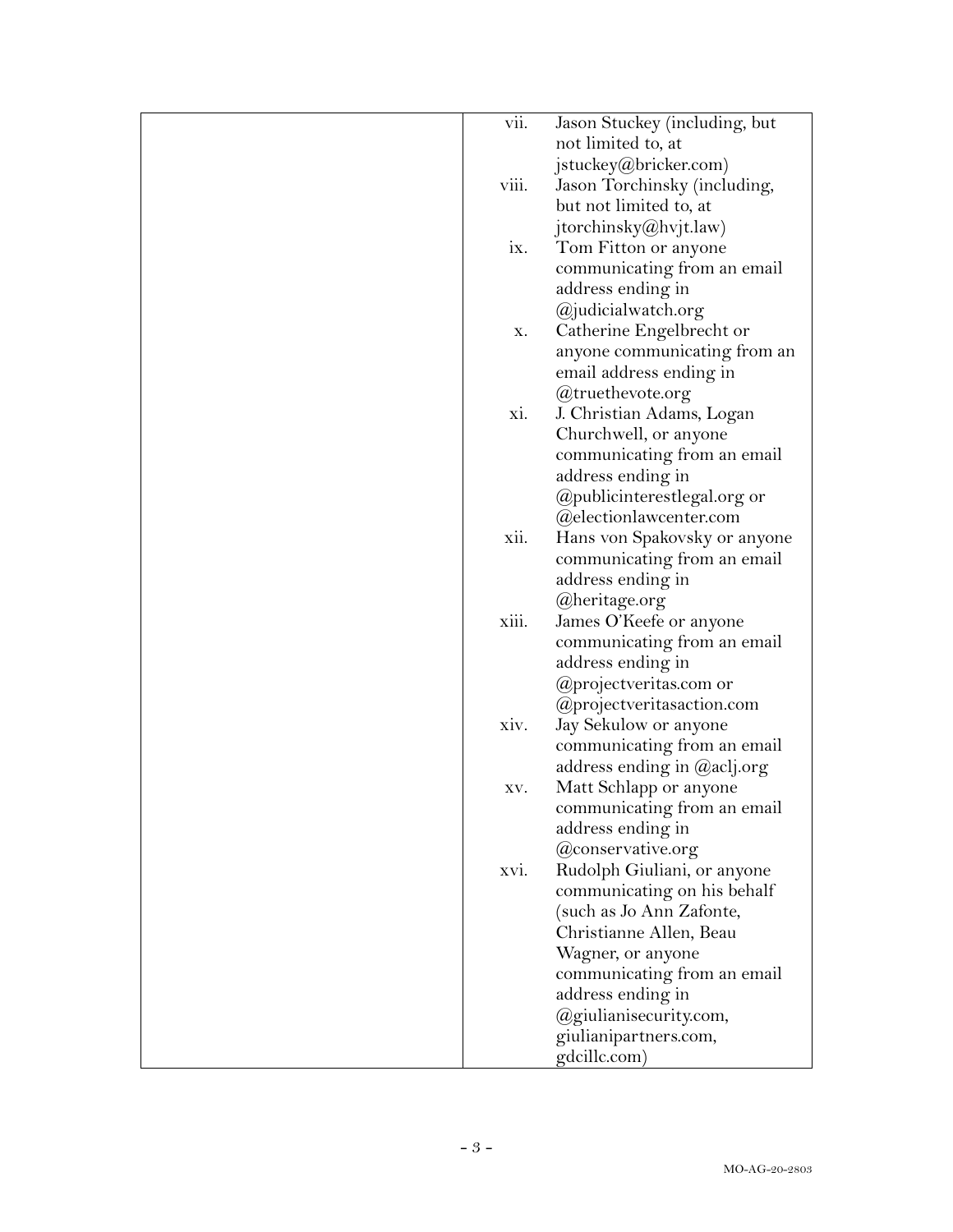| | |
|---|---|
| | vii. Jason Stuckey (including, but not limited to, at jstuckey@bricker.com)<br>viii. Jason Torchinsky (including, but not limited to, at jtorchinsky@hvjt.law)<br>ix. Tom Fitton or anyone communicating from an email address ending in @judicialwatch.org<br>x. Catherine Engelbrecht or anyone communicating from an email address ending in @truethevote.org<br>xi. J. Christian Adams, Logan Churchwell, or anyone communicating from an email address ending in @publicinterestlegal.org or @electionlawcenter.com<br>xii. Hans von Spakovsky or anyone communicating from an email address ending in @heritage.org<br>xiii. James O'Keefe or anyone communicating from an email address ending in @projectveritas.com or @projectveritasaction.com<br>xiv. Jay Sekulow or anyone communicating from an email address ending in @aclj.org<br>xv. Matt Schlapp or anyone communicating from an email address ending in @conservative.org<br>xvi. Rudolph Giuliani, or anyone communicating on his behalf (such as Jo Ann Zafonte, Christianne Allen, Beau Wagner, or anyone communicating from an email address ending in @giulianisecurity.com, giulianipartners.com, gdcillc.com) |

MO-AG-20-2803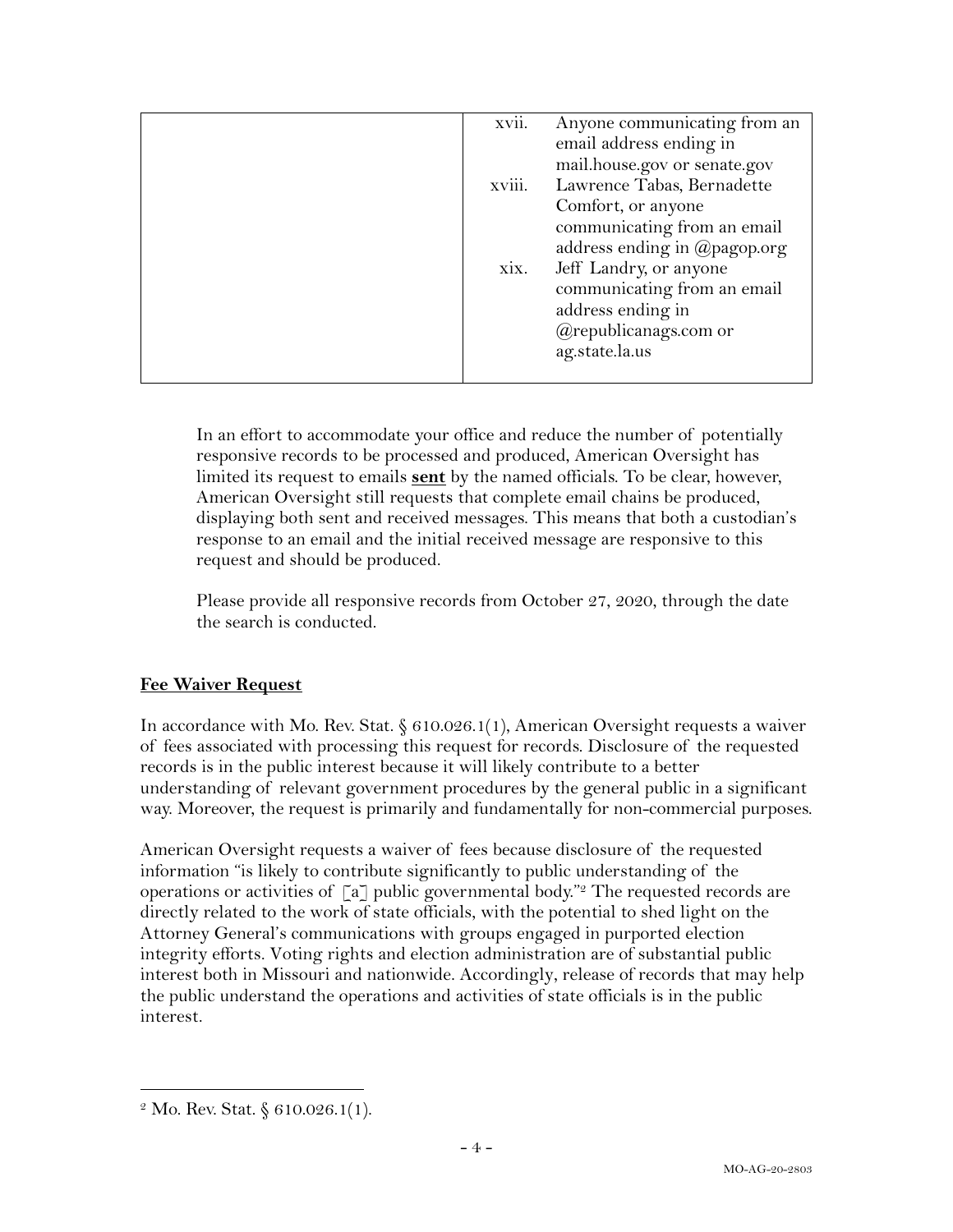| | |
|---|---|
| | xvii. Anyone communicating from an email address ending in mail.house.gov or senate.gov<br>xviii. Lawrence Tabas, Bernadette Comfort, or anyone communicating from an email address ending in @pagop.org<br>xix. Jeff Landry, or anyone communicating from an email address ending in @republicanags.com or ag.state.la.us |

In an effort to accommodate your office and reduce the number of potentially responsive records to be processed and produced, American Oversight has limited its request to emails **sent** by the named officials. To be clear, however, American Oversight still requests that complete email chains be produced, displaying both sent and received messages. This means that both a custodian's response to an email and the initial received message are responsive to this request and should be produced.

Please provide all responsive records from October 27, 2020, through the date the search is conducted.

## Fee Waiver Request

In accordance with Mo. Rev. Stat. § 610.026.1(1), American Oversight requests a waiver of fees associated with processing this request for records. Disclosure of the requested records is in the public interest because it will likely contribute to a better understanding of relevant government procedures by the general public in a significant way. Moreover, the request is primarily and fundamentally for non-commercial purposes.

American Oversight requests a waiver of fees because disclosure of the requested information "is likely to contribute significantly to public understanding of the operations or activities of [a] public governmental body."[2] The requested records are directly related to the work of state officials, with the potential to shed light on the Attorney General's communications with groups engaged in purported election integrity efforts. Voting rights and election administration are of substantial public interest both in Missouri and nationwide. Accordingly, release of records that may help the public understand the operations and activities of state officials is in the public interest.

[2] Mo. Rev. Stat. § 610.026.1(1).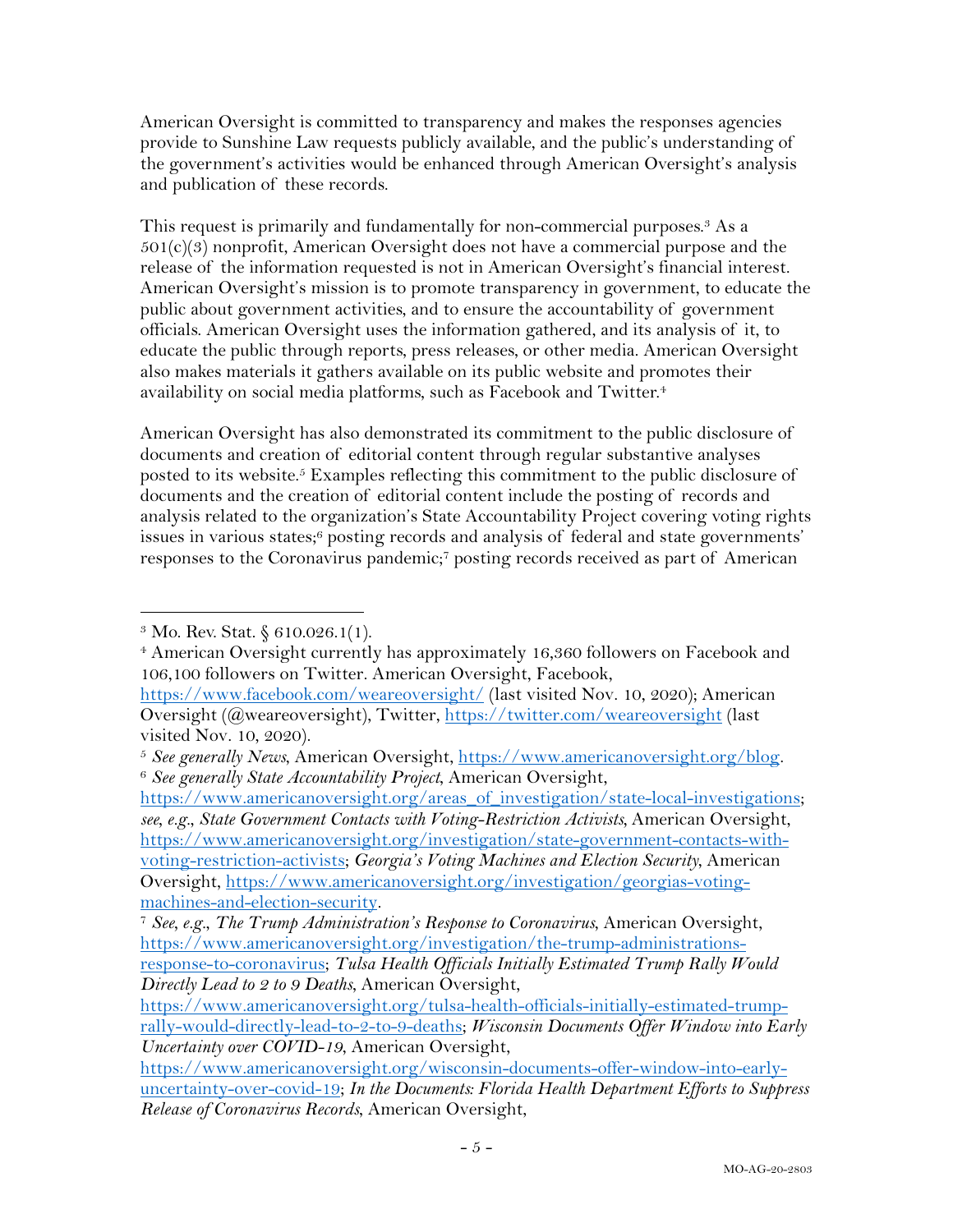American Oversight is committed to transparency and makes the responses agencies provide to Sunshine Law requests publicly available, and the public's understanding of the government's activities would be enhanced through American Oversight's analysis and publication of these records.

This request is primarily and fundamentally for non-commercial purposes.[3] As a 501(c)(3) nonprofit, American Oversight does not have a commercial purpose and the release of the information requested is not in American Oversight's financial interest. American Oversight's mission is to promote transparency in government, to educate the public about government activities, and to ensure the accountability of government officials. American Oversight uses the information gathered, and its analysis of it, to educate the public through reports, press releases, or other media. American Oversight also makes materials it gathers available on its public website and promotes their availability on social media platforms, such as Facebook and Twitter.[4]

American Oversight has also demonstrated its commitment to the public disclosure of documents and creation of editorial content through regular substantive analyses posted to its website.[5] Examples reflecting this commitment to the public disclosure of documents and the creation of editorial content include the posting of records and analysis related to the organization's State Accountability Project covering voting rights issues in various states;[6] posting records and analysis of federal and state governments' responses to the Coronavirus pandemic;[7] posting records received as part of American

---

[3] Mo. Rev. Stat. § 610.026.1(1).

[4] American Oversight currently has approximately 16,360 followers on Facebook and 106,100 followers on Twitter. American Oversight, Facebook, https://www.facebook.com/weareoversight/ (last visited Nov. 10, 2020); American Oversight (@weareoversight), Twitter, https://twitter.com/weareoversight (last visited Nov. 10, 2020).

[5] *See generally News*, American Oversight, https://www.americanoversight.org/blog.

[6] *See generally State Accountability Project*, American Oversight, https://www.americanoversight.org/areas_of_investigation/state-local-investigations; *see, e.g.*, *State Government Contacts with Voting-Restriction Activists*, American Oversight, https://www.americanoversight.org/investigation/state-government-contacts-with-voting-restriction-activists; *Georgia's Voting Machines and Election Security*, American Oversight, https://www.americanoversight.org/investigation/georgias-voting-machines-and-election-security.

[7] *See, e.g.*, *The Trump Administration's Response to Coronavirus*, American Oversight, https://www.americanoversight.org/investigation/the-trump-administrations-response-to-coronavirus; *Tulsa Health Officials Initially Estimated Trump Rally Would Directly Lead to 2 to 9 Deaths*, American Oversight, https://www.americanoversight.org/tulsa-health-officials-initially-estimated-trump-rally-would-directly-lead-to-2-to-9-deaths; *Wisconsin Documents Offer Window into Early Uncertainty over COVID-19*, American Oversight, https://www.americanoversight.org/wisconsin-documents-offer-window-into-early-uncertainty-over-covid-19; *In the Documents: Florida Health Department Efforts to Suppress Release of Coronavirus Records*, American Oversight,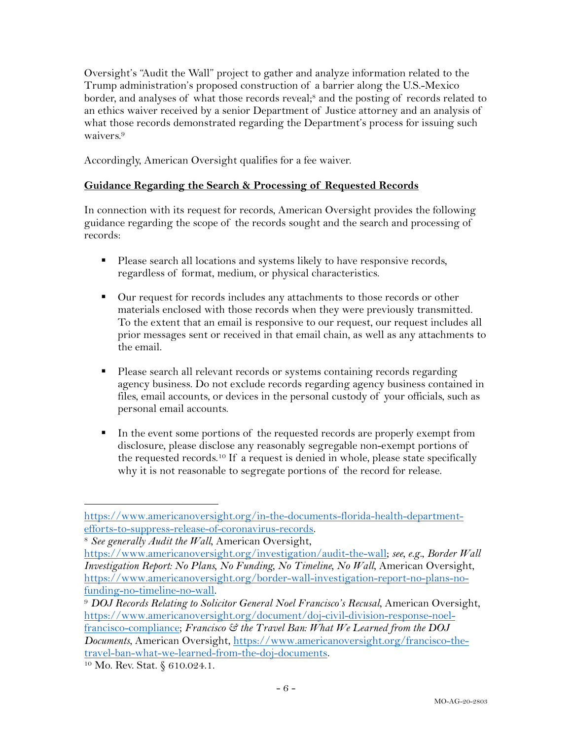Oversight's "Audit the Wall" project to gather and analyze information related to the Trump administration's proposed construction of a barrier along the U.S.-Mexico border, and analyses of what those records reveal;[8] and the posting of records related to an ethics waiver received by a senior Department of Justice attorney and an analysis of what those records demonstrated regarding the Department's process for issuing such waivers.[9]

Accordingly, American Oversight qualifies for a fee waiver.

**Guidance Regarding the Search & Processing of Requested Records**

In connection with its request for records, American Oversight provides the following guidance regarding the scope of the records sought and the search and processing of records:

- Please search all locations and systems likely to have responsive records, regardless of format, medium, or physical characteristics.

- Our request for records includes any attachments to those records or other materials enclosed with those records when they were previously transmitted. To the extent that an email is responsive to our request, our request includes all prior messages sent or received in that email chain, as well as any attachments to the email.

- Please search all relevant records or systems containing records regarding agency business. Do not exclude records regarding agency business contained in files, email accounts, or devices in the personal custody of your officials, such as personal email accounts.

- In the event some portions of the requested records are properly exempt from disclosure, please disclose any reasonably segregable non-exempt portions of the requested records.[10] If a request is denied in whole, please state specifically why it is not reasonable to segregate portions of the record for release.

---

https://www.americanoversight.org/in-the-documents-florida-health-department-efforts-to-suppress-release-of-coronavirus-records.

[8] *See generally Audit the Wall*, American Oversight, https://www.americanoversight.org/investigation/audit-the-wall; *see, e.g.*, *Border Wall Investigation Report: No Plans, No Funding, No Timeline, No Wall*, American Oversight, https://www.americanoversight.org/border-wall-investigation-report-no-plans-no-funding-no-timeline-no-wall.

[9] *DOJ Records Relating to Solicitor General Noel Francisco's Recusal*, American Oversight, https://www.americanoversight.org/document/doj-civil-division-response-noel-francisco-compliance; *Francisco & the Travel Ban: What We Learned from the DOJ Documents*, American Oversight, https://www.americanoversight.org/francisco-the-travel-ban-what-we-learned-from-the-doj-documents.

[10] Mo. Rev. Stat. § 610.024.1.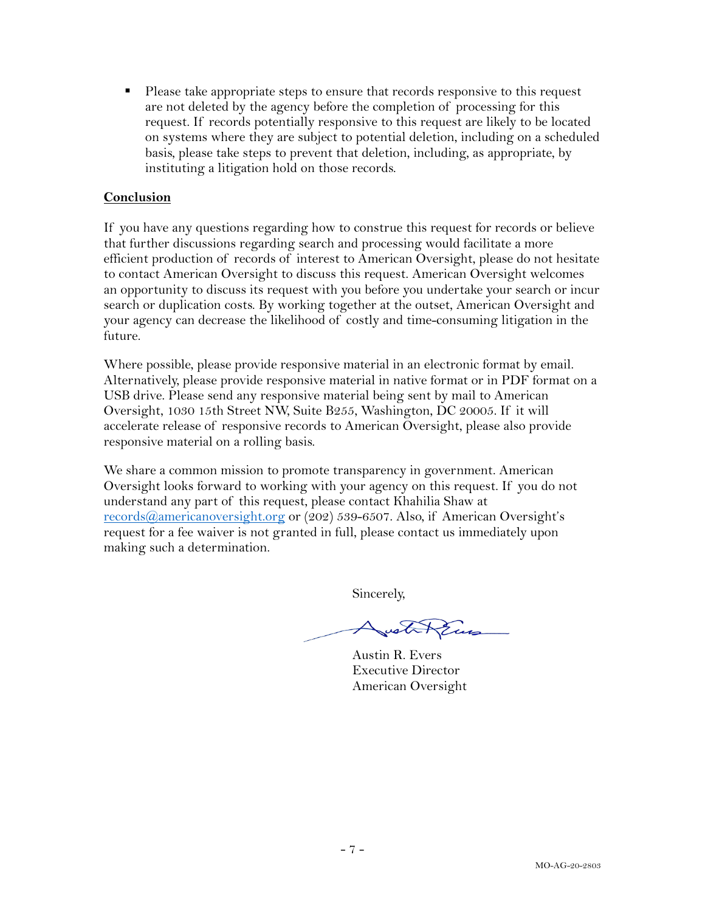- Please take appropriate steps to ensure that records responsive to this request are not deleted by the agency before the completion of processing for this request. If records potentially responsive to this request are likely to be located on systems where they are subject to potential deletion, including on a scheduled basis, please take steps to prevent that deletion, including, as appropriate, by instituting a litigation hold on those records.

**Conclusion**

If you have any questions regarding how to construe this request for records or believe that further discussions regarding search and processing would facilitate a more efficient production of records of interest to American Oversight, please do not hesitate to contact American Oversight to discuss this request. American Oversight welcomes an opportunity to discuss its request with you before you undertake your search or incur search or duplication costs. By working together at the outset, American Oversight and your agency can decrease the likelihood of costly and time-consuming litigation in the future.

Where possible, please provide responsive material in an electronic format by email. Alternatively, please provide responsive material in native format or in PDF format on a USB drive. Please send any responsive material being sent by mail to American Oversight, 1030 15th Street NW, Suite B255, Washington, DC 20005. If it will accelerate release of responsive records to American Oversight, please also provide responsive material on a rolling basis.

We share a common mission to promote transparency in government. American Oversight looks forward to working with your agency on this request. If you do not understand any part of this request, please contact Khahilia Shaw at records@americanoversight.org or (202) 539-6507. Also, if American Oversight's request for a fee waiver is not granted in full, please contact us immediately upon making such a determination.

Sincerely,

Austin R. Evers
Executive Director
American Oversight

MO-AG-20-2803